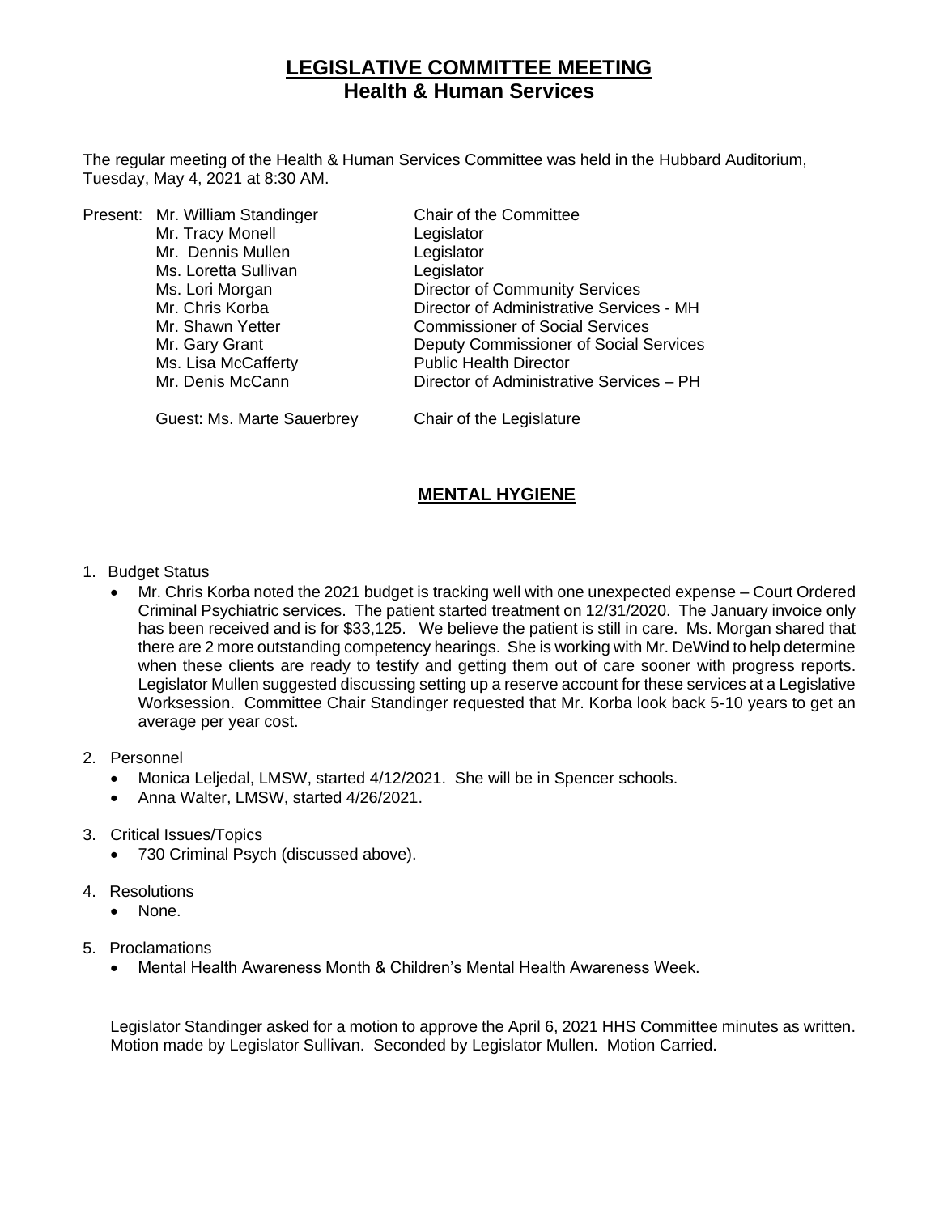# LEGISLATIVE COMMITTEE MEETING
## Health & Human Services

The regular meeting of the Health & Human Services Committee was held in the Hubbard Auditorium, Tuesday, May 4, 2021 at 8:30 AM.

| Present: | | |
|---|---|---|
| | Mr. William Standinger | Chair of the Committee |
| | Mr. Tracy Monell | Legislator |
| | Mr. Dennis Mullen | Legislator |
| | Ms. Loretta Sullivan | Legislator |
| | Ms. Lori Morgan | Director of Community Services |
| | Mr. Chris Korba | Director of Administrative Services - MH |
| | Mr. Shawn Yetter | Commissioner of Social Services |
| | Mr. Gary Grant | Deputy Commissioner of Social Services |
| | Ms. Lisa McCafferty | Public Health Director |
| | Mr. Denis McCann | Director of Administrative Services – PH |
| | Guest: Ms. Marte Sauerbrey | Chair of the Legislature |

## MENTAL HYGIENE

1. Budget Status
   - Mr. Chris Korba noted the 2021 budget is tracking well with one unexpected expense – Court Ordered Criminal Psychiatric services. The patient started treatment on 12/31/2020. The January invoice only has been received and is for $33,125. We believe the patient is still in care. Ms. Morgan shared that there are 2 more outstanding competency hearings. She is working with Mr. DeWind to help determine when these clients are ready to testify and getting them out of care sooner with progress reports. Legislator Mullen suggested discussing setting up a reserve account for these services at a Legislative Worksession. Committee Chair Standinger requested that Mr. Korba look back 5-10 years to get an average per year cost.

2. Personnel
   - Monica Leljedal, LMSW, started 4/12/2021. She will be in Spencer schools.
   - Anna Walter, LMSW, started 4/26/2021.

3. Critical Issues/Topics
   - 730 Criminal Psych (discussed above).

4. Resolutions
   - None.

5. Proclamations
   - Mental Health Awareness Month & Children's Mental Health Awareness Week.

Legislator Standinger asked for a motion to approve the April 6, 2021 HHS Committee minutes as written. Motion made by Legislator Sullivan. Seconded by Legislator Mullen. Motion Carried.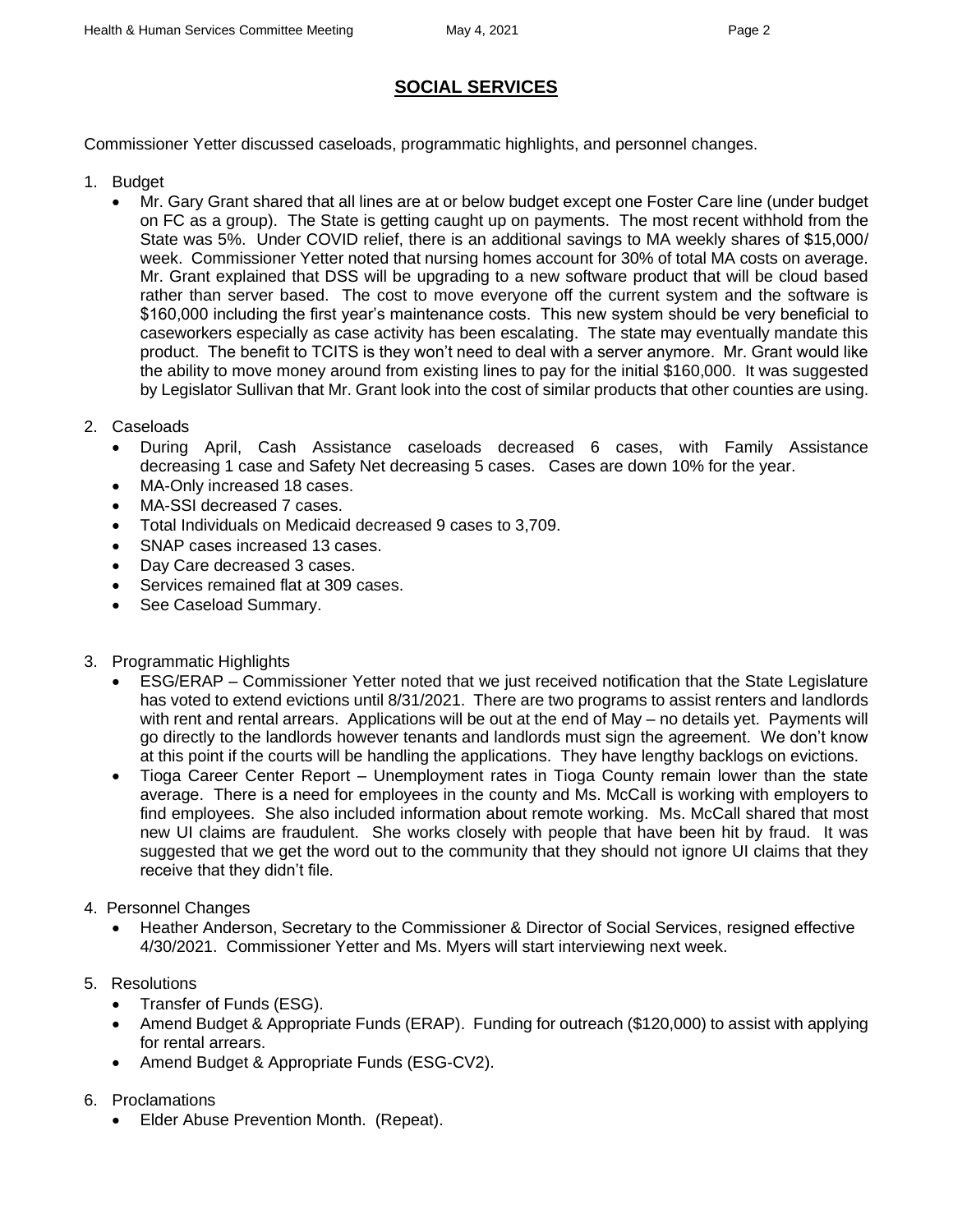## SOCIAL SERVICES

Commissioner Yetter discussed caseloads, programmatic highlights, and personnel changes.

1. Budget
   - Mr. Gary Grant shared that all lines are at or below budget except one Foster Care line (under budget on FC as a group). The State is getting caught up on payments. The most recent withhold from the State was 5%. Under COVID relief, there is an additional savings to MA weekly shares of $15,000/ week. Commissioner Yetter noted that nursing homes account for 30% of total MA costs on average. Mr. Grant explained that DSS will be upgrading to a new software product that will be cloud based rather than server based. The cost to move everyone off the current system and the software is $160,000 including the first year's maintenance costs. This new system should be very beneficial to caseworkers especially as case activity has been escalating. The state may eventually mandate this product. The benefit to TCITS is they won't need to deal with a server anymore. Mr. Grant would like the ability to move money around from existing lines to pay for the initial $160,000. It was suggested by Legislator Sullivan that Mr. Grant look into the cost of similar products that other counties are using.

2. Caseloads
   - During April, Cash Assistance caseloads decreased 6 cases, with Family Assistance decreasing 1 case and Safety Net decreasing 5 cases. Cases are down 10% for the year.
   - MA-Only increased 18 cases.
   - MA-SSI decreased 7 cases.
   - Total Individuals on Medicaid decreased 9 cases to 3,709.
   - SNAP cases increased 13 cases.
   - Day Care decreased 3 cases.
   - Services remained flat at 309 cases.
   - See Caseload Summary.

3. Programmatic Highlights
   - ESG/ERAP – Commissioner Yetter noted that we just received notification that the State Legislature has voted to extend evictions until 8/31/2021. There are two programs to assist renters and landlords with rent and rental arrears. Applications will be out at the end of May – no details yet. Payments will go directly to the landlords however tenants and landlords must sign the agreement. We don't know at this point if the courts will be handling the applications. They have lengthy backlogs on evictions.
   - Tioga Career Center Report – Unemployment rates in Tioga County remain lower than the state average. There is a need for employees in the county and Ms. McCall is working with employers to find employees. She also included information about remote working. Ms. McCall shared that most new UI claims are fraudulent. She works closely with people that have been hit by fraud. It was suggested that we get the word out to the community that they should not ignore UI claims that they receive that they didn't file.

4. Personnel Changes
   - Heather Anderson, Secretary to the Commissioner & Director of Social Services, resigned effective 4/30/2021. Commissioner Yetter and Ms. Myers will start interviewing next week.

5. Resolutions
   - Transfer of Funds (ESG).
   - Amend Budget & Appropriate Funds (ERAP). Funding for outreach ($120,000) to assist with applying for rental arrears.
   - Amend Budget & Appropriate Funds (ESG-CV2).

6. Proclamations
   - Elder Abuse Prevention Month. (Repeat).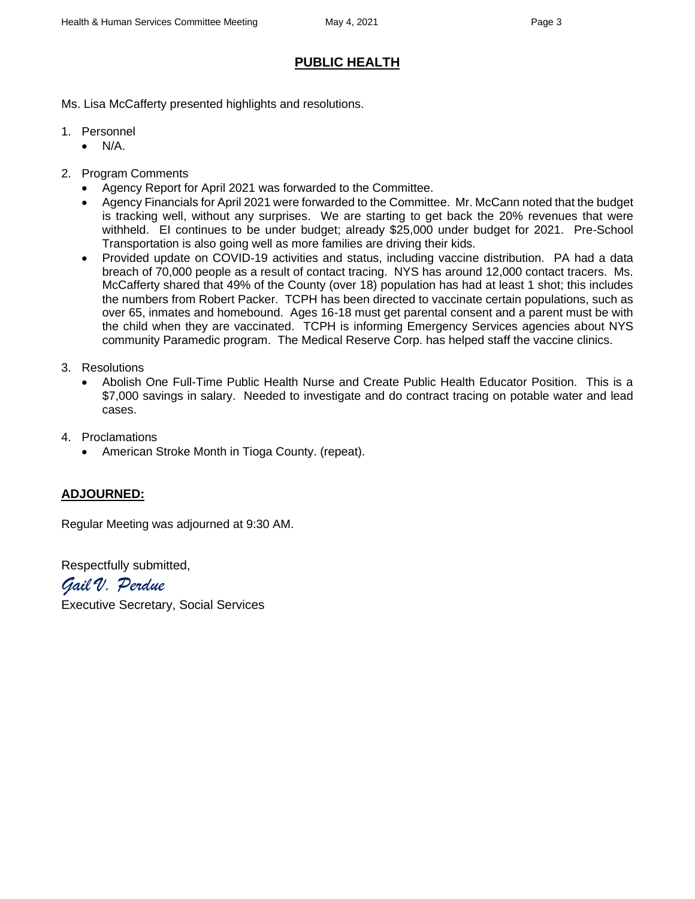## PUBLIC HEALTH

Ms. Lisa McCafferty presented highlights and resolutions.

1. Personnel
   - N/A.

2. Program Comments
   - Agency Report for April 2021 was forwarded to the Committee.
   - Agency Financials for April 2021 were forwarded to the Committee. Mr. McCann noted that the budget is tracking well, without any surprises. We are starting to get back the 20% revenues that were withheld. EI continues to be under budget; already $25,000 under budget for 2021. Pre-School Transportation is also going well as more families are driving their kids.
   - Provided update on COVID-19 activities and status, including vaccine distribution. PA had a data breach of 70,000 people as a result of contact tracing. NYS has around 12,000 contact tracers. Ms. McCafferty shared that 49% of the County (over 18) population has had at least 1 shot; this includes the numbers from Robert Packer. TCPH has been directed to vaccinate certain populations, such as over 65, inmates and homebound. Ages 16-18 must get parental consent and a parent must be with the child when they are vaccinated. TCPH is informing Emergency Services agencies about NYS community Paramedic program. The Medical Reserve Corp. has helped staff the vaccine clinics.

3. Resolutions
   - Abolish One Full-Time Public Health Nurse and Create Public Health Educator Position. This is a $7,000 savings in salary. Needed to investigate and do contract tracing on potable water and lead cases.

4. Proclamations
   - American Stroke Month in Tioga County. (repeat).

**ADJOURNED:**

Regular Meeting was adjourned at 9:30 AM.

Respectfully submitted,

*Gail V. Perdue*

Executive Secretary, Social Services